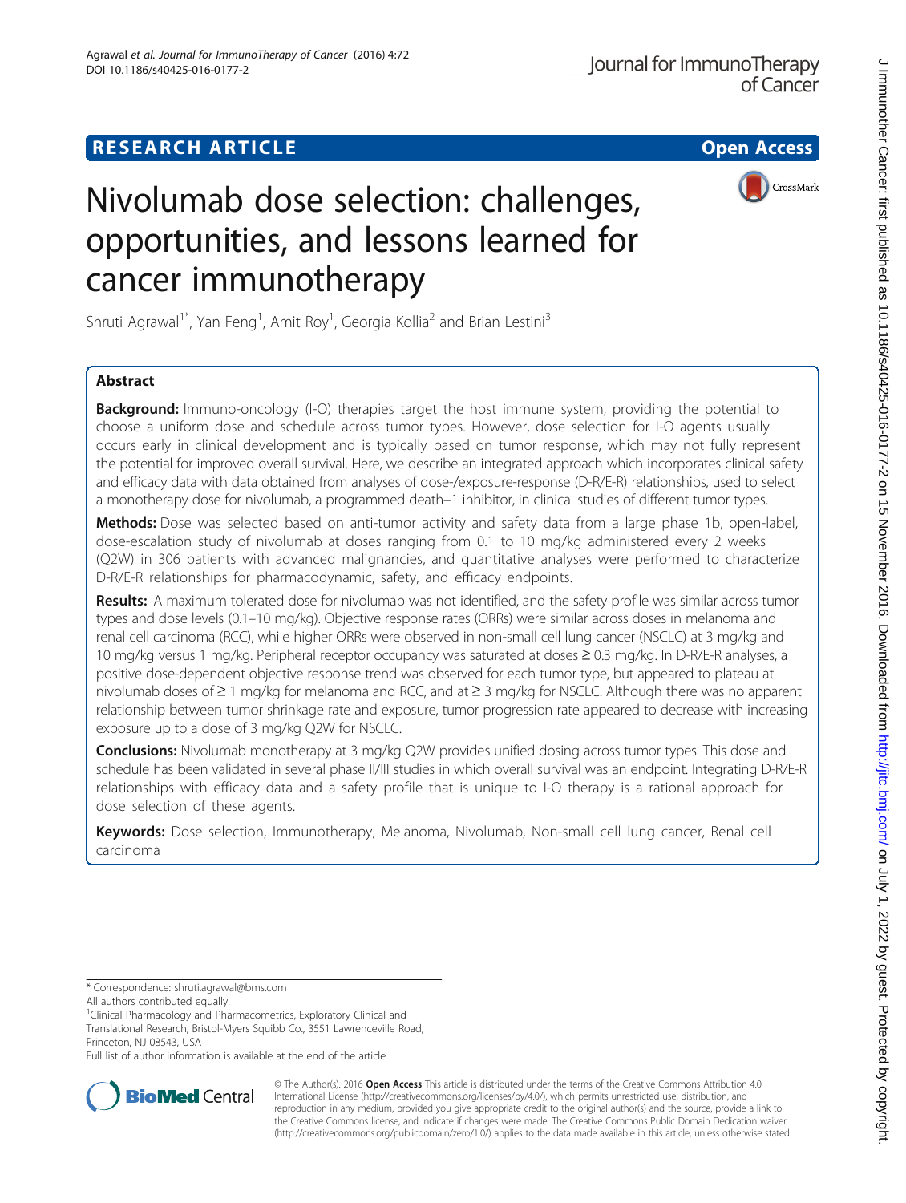RESEARCH ARTICLE

Open Access

# Nivolumab dose selection: challenges, opportunities, and lessons learned for cancer immunotherapy

Shruti Agrawal[1*], Yan Feng[1], Amit Roy[1], Georgia Kollia[2] and Brian Lestini[3]

## Abstract

**Background:** Immuno-oncology (I-O) therapies target the host immune system, providing the potential to choose a uniform dose and schedule across tumor types. However, dose selection for I-O agents usually occurs early in clinical development and is typically based on tumor response, which may not fully represent the potential for improved overall survival. Here, we describe an integrated approach which incorporates clinical safety and efficacy data with data obtained from analyses of dose-/exposure-response (D-R/E-R) relationships, used to select a monotherapy dose for nivolumab, a programmed death–1 inhibitor, in clinical studies of different tumor types.

**Methods:** Dose was selected based on anti-tumor activity and safety data from a large phase 1b, open-label, dose-escalation study of nivolumab at doses ranging from 0.1 to 10 mg/kg administered every 2 weeks (Q2W) in 306 patients with advanced malignancies, and quantitative analyses were performed to characterize D-R/E-R relationships for pharmacodynamic, safety, and efficacy endpoints.

**Results:** A maximum tolerated dose for nivolumab was not identified, and the safety profile was similar across tumor types and dose levels (0.1–10 mg/kg). Objective response rates (ORRs) were similar across doses in melanoma and renal cell carcinoma (RCC), while higher ORRs were observed in non-small cell lung cancer (NSCLC) at 3 mg/kg and 10 mg/kg versus 1 mg/kg. Peripheral receptor occupancy was saturated at doses ≥ 0.3 mg/kg. In D-R/E-R analyses, a positive dose-dependent objective response trend was observed for each tumor type, but appeared to plateau at nivolumab doses of ≥ 1 mg/kg for melanoma and RCC, and at ≥ 3 mg/kg for NSCLC. Although there was no apparent relationship between tumor shrinkage rate and exposure, tumor progression rate appeared to decrease with increasing exposure up to a dose of 3 mg/kg Q2W for NSCLC.

**Conclusions:** Nivolumab monotherapy at 3 mg/kg Q2W provides unified dosing across tumor types. This dose and schedule has been validated in several phase II/III studies in which overall survival was an endpoint. Integrating D-R/E-R relationships with efficacy data and a safety profile that is unique to I-O therapy is a rational approach for dose selection of these agents.

**Keywords:** Dose selection, Immunotherapy, Melanoma, Nivolumab, Non-small cell lung cancer, Renal cell carcinoma

---

\* Correspondence: shruti.agrawal@bms.com

All authors contributed equally.

[1]Clinical Pharmacology and Pharmacometrics, Exploratory Clinical and Translational Research, Bristol-Myers Squibb Co., 3551 Lawrenceville Road, Princeton, NJ 08543, USA

Full list of author information is available at the end of the article

© The Author(s). 2016 **Open Access** This article is distributed under the terms of the Creative Commons Attribution 4.0 International License (http://creativecommons.org/licenses/by/4.0/), which permits unrestricted use, distribution, and reproduction in any medium, provided you give appropriate credit to the original author(s) and the source, provide a link to the Creative Commons license, and indicate if changes were made. The Creative Commons Public Domain Dedication waiver (http://creativecommons.org/publicdomain/zero/1.0/) applies to the data made available in this article, unless otherwise stated.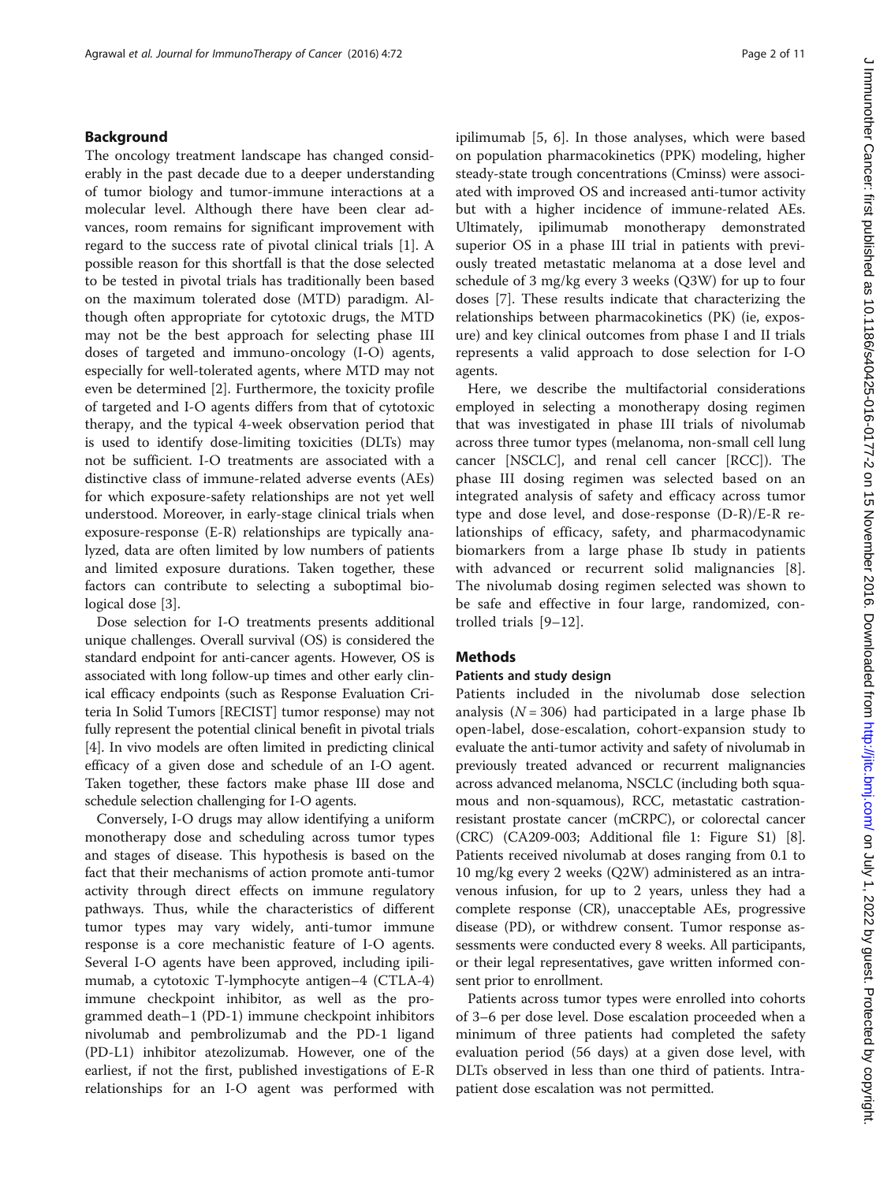## Background

The oncology treatment landscape has changed considerably in the past decade due to a deeper understanding of tumor biology and tumor-immune interactions at a molecular level. Although there have been clear advances, room remains for significant improvement with regard to the success rate of pivotal clinical trials [1]. A possible reason for this shortfall is that the dose selected to be tested in pivotal trials has traditionally been based on the maximum tolerated dose (MTD) paradigm. Although often appropriate for cytotoxic drugs, the MTD may not be the best approach for selecting phase III doses of targeted and immuno-oncology (I-O) agents, especially for well-tolerated agents, where MTD may not even be determined [2]. Furthermore, the toxicity profile of targeted and I-O agents differs from that of cytotoxic therapy, and the typical 4-week observation period that is used to identify dose-limiting toxicities (DLTs) may not be sufficient. I-O treatments are associated with a distinctive class of immune-related adverse events (AEs) for which exposure-safety relationships are not yet well understood. Moreover, in early-stage clinical trials when exposure-response (E-R) relationships are typically analyzed, data are often limited by low numbers of patients and limited exposure durations. Taken together, these factors can contribute to selecting a suboptimal biological dose [3].

Dose selection for I-O treatments presents additional unique challenges. Overall survival (OS) is considered the standard endpoint for anti-cancer agents. However, OS is associated with long follow-up times and other early clinical efficacy endpoints (such as Response Evaluation Criteria In Solid Tumors [RECIST] tumor response) may not fully represent the potential clinical benefit in pivotal trials [4]. In vivo models are often limited in predicting clinical efficacy of a given dose and schedule of an I-O agent. Taken together, these factors make phase III dose and schedule selection challenging for I-O agents.

Conversely, I-O drugs may allow identifying a uniform monotherapy dose and scheduling across tumor types and stages of disease. This hypothesis is based on the fact that their mechanisms of action promote anti-tumor activity through direct effects on immune regulatory pathways. Thus, while the characteristics of different tumor types may vary widely, anti-tumor immune response is a core mechanistic feature of I-O agents. Several I-O agents have been approved, including ipilimumab, a cytotoxic T-lymphocyte antigen–4 (CTLA-4) immune checkpoint inhibitor, as well as the programmed death–1 (PD-1) immune checkpoint inhibitors nivolumab and pembrolizumab and the PD-1 ligand (PD-L1) inhibitor atezolizumab. However, one of the earliest, if not the first, published investigations of E-R relationships for an I-O agent was performed with ipilimumab [5, 6]. In those analyses, which were based on population pharmacokinetics (PPK) modeling, higher steady-state trough concentrations (Cminss) were associated with improved OS and increased anti-tumor activity but with a higher incidence of immune-related AEs. Ultimately, ipilimumab monotherapy demonstrated superior OS in a phase III trial in patients with previously treated metastatic melanoma at a dose level and schedule of 3 mg/kg every 3 weeks (Q3W) for up to four doses [7]. These results indicate that characterizing the relationships between pharmacokinetics (PK) (ie, exposure) and key clinical outcomes from phase I and II trials represents a valid approach to dose selection for I-O agents.

Here, we describe the multifactorial considerations employed in selecting a monotherapy dosing regimen that was investigated in phase III trials of nivolumab across three tumor types (melanoma, non-small cell lung cancer [NSCLC], and renal cell cancer [RCC]). The phase III dosing regimen was selected based on an integrated analysis of safety and efficacy across tumor type and dose level, and dose-response (D-R)/E-R relationships of efficacy, safety, and pharmacodynamic biomarkers from a large phase Ib study in patients with advanced or recurrent solid malignancies [8]. The nivolumab dosing regimen selected was shown to be safe and effective in four large, randomized, controlled trials [9–12].

## Methods

### Patients and study design

Patients included in the nivolumab dose selection analysis ($N = 306$) had participated in a large phase Ib open-label, dose-escalation, cohort-expansion study to evaluate the anti-tumor activity and safety of nivolumab in previously treated advanced or recurrent malignancies across advanced melanoma, NSCLC (including both squamous and non-squamous), RCC, metastatic castration-resistant prostate cancer (mCRPC), or colorectal cancer (CRC) (CA209-003; Additional file 1: Figure S1) [8]. Patients received nivolumab at doses ranging from 0.1 to 10 mg/kg every 2 weeks (Q2W) administered as an intravenous infusion, for up to 2 years, unless they had a complete response (CR), unacceptable AEs, progressive disease (PD), or withdrew consent. Tumor response assessments were conducted every 8 weeks. All participants, or their legal representatives, gave written informed consent prior to enrollment.

Patients across tumor types were enrolled into cohorts of 3–6 per dose level. Dose escalation proceeded when a minimum of three patients had completed the safety evaluation period (56 days) at a given dose level, with DLTs observed in less than one third of patients. Intrapatient dose escalation was not permitted.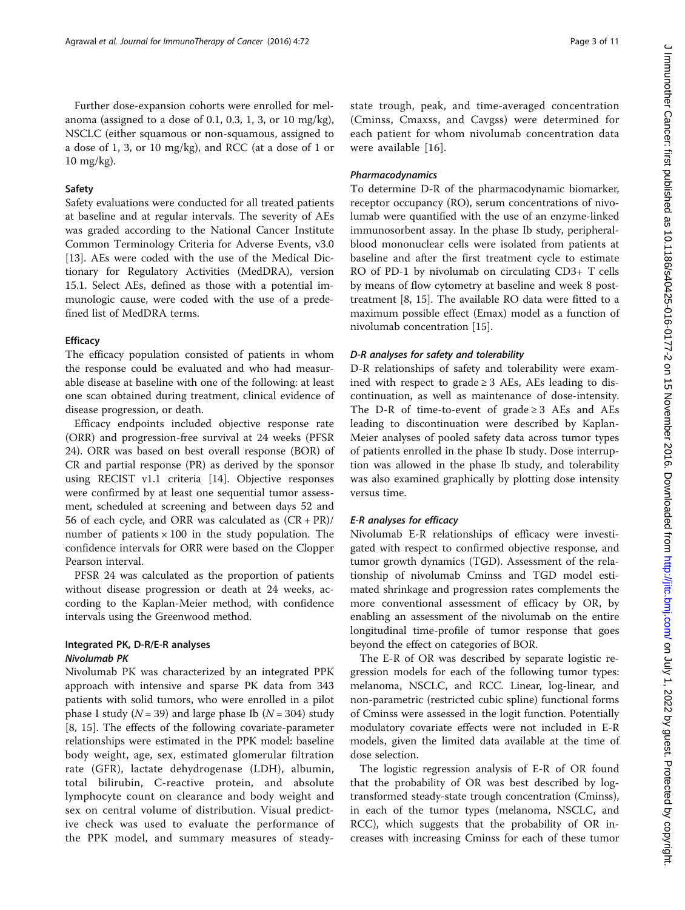Further dose-expansion cohorts were enrolled for melanoma (assigned to a dose of 0.1, 0.3, 1, 3, or 10 mg/kg), NSCLC (either squamous or non-squamous, assigned to a dose of 1, 3, or 10 mg/kg), and RCC (at a dose of 1 or 10 mg/kg).

### Safety

Safety evaluations were conducted for all treated patients at baseline and at regular intervals. The severity of AEs was graded according to the National Cancer Institute Common Terminology Criteria for Adverse Events, v3.0 [13]. AEs were coded with the use of the Medical Dictionary for Regulatory Activities (MedDRA), version 15.1. Select AEs, defined as those with a potential immunologic cause, were coded with the use of a predefined list of MedDRA terms.

### Efficacy

The efficacy population consisted of patients in whom the response could be evaluated and who had measurable disease at baseline with one of the following: at least one scan obtained during treatment, clinical evidence of disease progression, or death.

Efficacy endpoints included objective response rate (ORR) and progression-free survival at 24 weeks (PFSR 24). ORR was based on best overall response (BOR) of CR and partial response (PR) as derived by the sponsor using RECIST v1.1 criteria [14]. Objective responses were confirmed by at least one sequential tumor assessment, scheduled at screening and between days 52 and 56 of each cycle, and ORR was calculated as (CR + PR)/ number of patients × 100 in the study population. The confidence intervals for ORR were based on the Clopper Pearson interval.

PFSR 24 was calculated as the proportion of patients without disease progression or death at 24 weeks, according to the Kaplan-Meier method, with confidence intervals using the Greenwood method.

### Integrated PK, D-R/E-R analyses

#### *Nivolumab PK*

Nivolumab PK was characterized by an integrated PPK approach with intensive and sparse PK data from 343 patients with solid tumors, who were enrolled in a pilot phase I study ($N = 39$) and large phase Ib ($N = 304$) study [8, 15]. The effects of the following covariate-parameter relationships were estimated in the PPK model: baseline body weight, age, sex, estimated glomerular filtration rate (GFR), lactate dehydrogenase (LDH), albumin, total bilirubin, C-reactive protein, and absolute lymphocyte count on clearance and body weight and sex on central volume of distribution. Visual predictive check was used to evaluate the performance of the PPK model, and summary measures of steady-state trough, peak, and time-averaged concentration (Cminss, Cmaxss, and Cavgss) were determined for each patient for whom nivolumab concentration data were available [16].

#### *Pharmacodynamics*

To determine D-R of the pharmacodynamic biomarker, receptor occupancy (RO), serum concentrations of nivolumab were quantified with the use of an enzyme-linked immunosorbent assay. In the phase Ib study, peripheral-blood mononuclear cells were isolated from patients at baseline and after the first treatment cycle to estimate RO of PD-1 by nivolumab on circulating CD3+ T cells by means of flow cytometry at baseline and week 8 post-treatment [8, 15]. The available RO data were fitted to a maximum possible effect (Emax) model as a function of nivolumab concentration [15].

#### *D-R analyses for safety and tolerability*

D-R relationships of safety and tolerability were examined with respect to grade ≥ 3 AEs, AEs leading to discontinuation, as well as maintenance of dose-intensity. The D-R of time-to-event of grade ≥ 3 AEs and AEs leading to discontinuation were described by Kaplan-Meier analyses of pooled safety data across tumor types of patients enrolled in the phase Ib study. Dose interruption was allowed in the phase Ib study, and tolerability was also examined graphically by plotting dose intensity versus time.

#### *E-R analyses for efficacy*

Nivolumab E-R relationships of efficacy were investigated with respect to confirmed objective response, and tumor growth dynamics (TGD). Assessment of the relationship of nivolumab Cminss and TGD model estimated shrinkage and progression rates complements the more conventional assessment of efficacy by OR, by enabling an assessment of the nivolumab on the entire longitudinal time-profile of tumor response that goes beyond the effect on categories of BOR.

The E-R of OR was described by separate logistic regression models for each of the following tumor types: melanoma, NSCLC, and RCC. Linear, log-linear, and non-parametric (restricted cubic spline) functional forms of Cminss were assessed in the logit function. Potentially modulatory covariate effects were not included in E-R models, given the limited data available at the time of dose selection.

The logistic regression analysis of E-R of OR found that the probability of OR was best described by log-transformed steady-state trough concentration (Cminss), in each of the tumor types (melanoma, NSCLC, and RCC), which suggests that the probability of OR increases with increasing Cminss for each of these tumor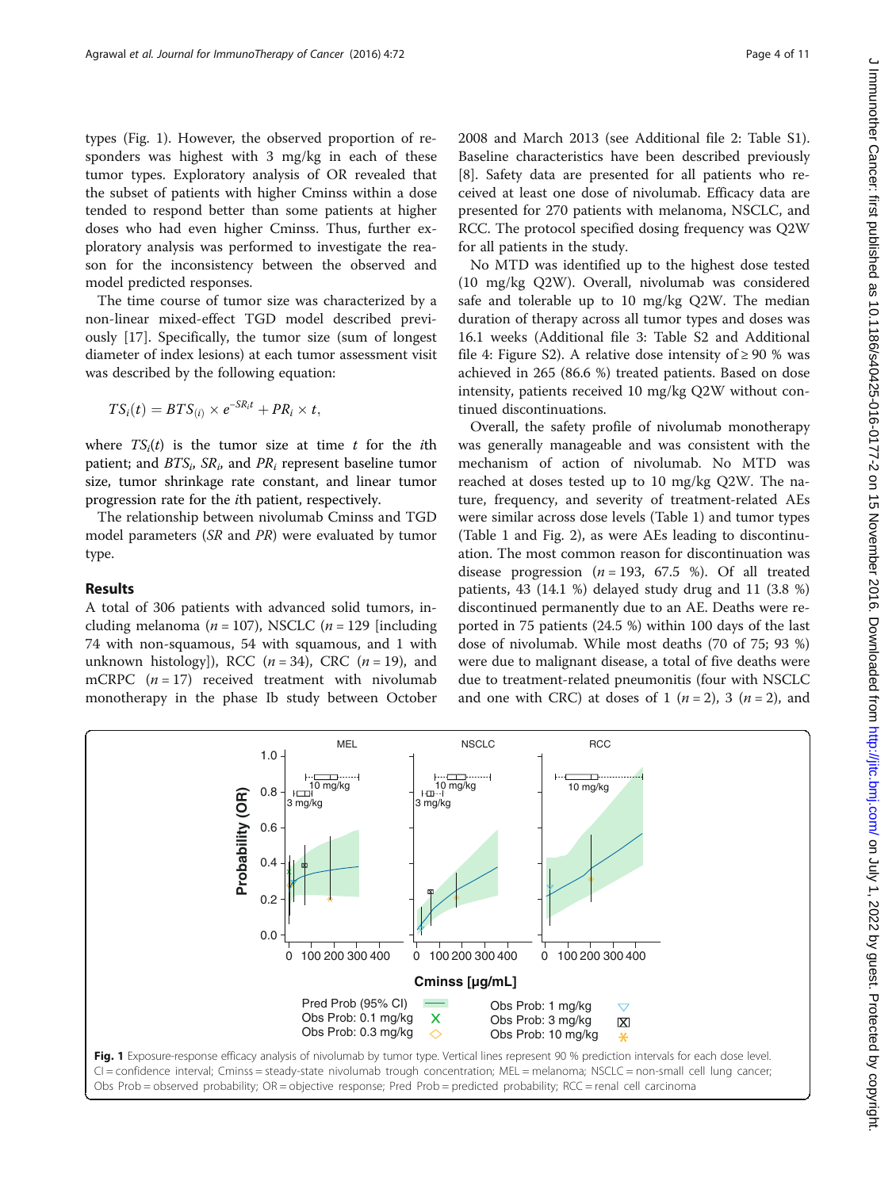types (Fig. 1). However, the observed proportion of responders was highest with 3 mg/kg in each of these tumor types. Exploratory analysis of OR revealed that the subset of patients with higher Cminss within a dose tended to respond better than some patients at higher doses who had even higher Cminss. Thus, further exploratory analysis was performed to investigate the reason for the inconsistency between the observed and model predicted responses.

The time course of tumor size was characterized by a non-linear mixed-effect TGD model described previously [17]. Specifically, the tumor size (sum of longest diameter of index lesions) at each tumor assessment visit was described by the following equation:

$$TS_i(t) = BTS_{(i)} \times e^{-SR_i t} + PR_i \times t,$$

where $TS_i(t)$ is the tumor size at time $t$ for the $i$th patient; and $BTS_i$, $SR_i$, and $PR_i$ represent baseline tumor size, tumor shrinkage rate constant, and linear tumor progression rate for the $i$th patient, respectively.

The relationship between nivolumab Cminss and TGD model parameters ($SR$ and $PR$) were evaluated by tumor type.

## Results

A total of 306 patients with advanced solid tumors, including melanoma ($n = 107$), NSCLC ($n = 129$ [including 74 with non-squamous, 54 with squamous, and 1 with unknown histology]), RCC ($n = 34$), CRC ($n = 19$), and mCRPC ($n = 17$) received treatment with nivolumab monotherapy in the phase Ib study between October 2008 and March 2013 (see Additional file 2: Table S1). Baseline characteristics have been described previously [8]. Safety data are presented for all patients who received at least one dose of nivolumab. Efficacy data are presented for 270 patients with melanoma, NSCLC, and RCC. The protocol specified dosing frequency was Q2W for all patients in the study.

No MTD was identified up to the highest dose tested (10 mg/kg Q2W). Overall, nivolumab was considered safe and tolerable up to 10 mg/kg Q2W. The median duration of therapy across all tumor types and doses was 16.1 weeks (Additional file 3: Table S2 and Additional file 4: Figure S2). A relative dose intensity of ≥ 90 % was achieved in 265 (86.6 %) treated patients. Based on dose intensity, patients received 10 mg/kg Q2W without continued discontinuations.

Overall, the safety profile of nivolumab monotherapy was generally manageable and was consistent with the mechanism of action of nivolumab. No MTD was reached at doses tested up to 10 mg/kg Q2W. The nature, frequency, and severity of treatment-related AEs were similar across dose levels (Table 1) and tumor types (Table 1 and Fig. 2), as were AEs leading to discontinuation. The most common reason for discontinuation was disease progression ($n = 193$, 67.5 %). Of all treated patients, 43 (14.1 %) delayed study drug and 11 (3.8 %) discontinued permanently due to an AE. Deaths were reported in 75 patients (24.5 %) within 100 days of the last dose of nivolumab. While most deaths (70 of 75; 93 %) were due to malignant disease, a total of five deaths were due to treatment-related pneumonitis (four with NSCLC and one with CRC) at doses of 1 ($n = 2$), 3 ($n = 2$), and

**Fig. 1** Exposure-response efficacy analysis of nivolumab by tumor type. Vertical lines represent 90 % prediction intervals for each dose level. CI = confidence interval; Cminss = steady-state nivolumab trough concentration; MEL = melanoma; NSCLC = non-small cell lung cancer; Obs Prob = observed probability; OR = objective response; Pred Prob = predicted probability; RCC = renal cell carcinoma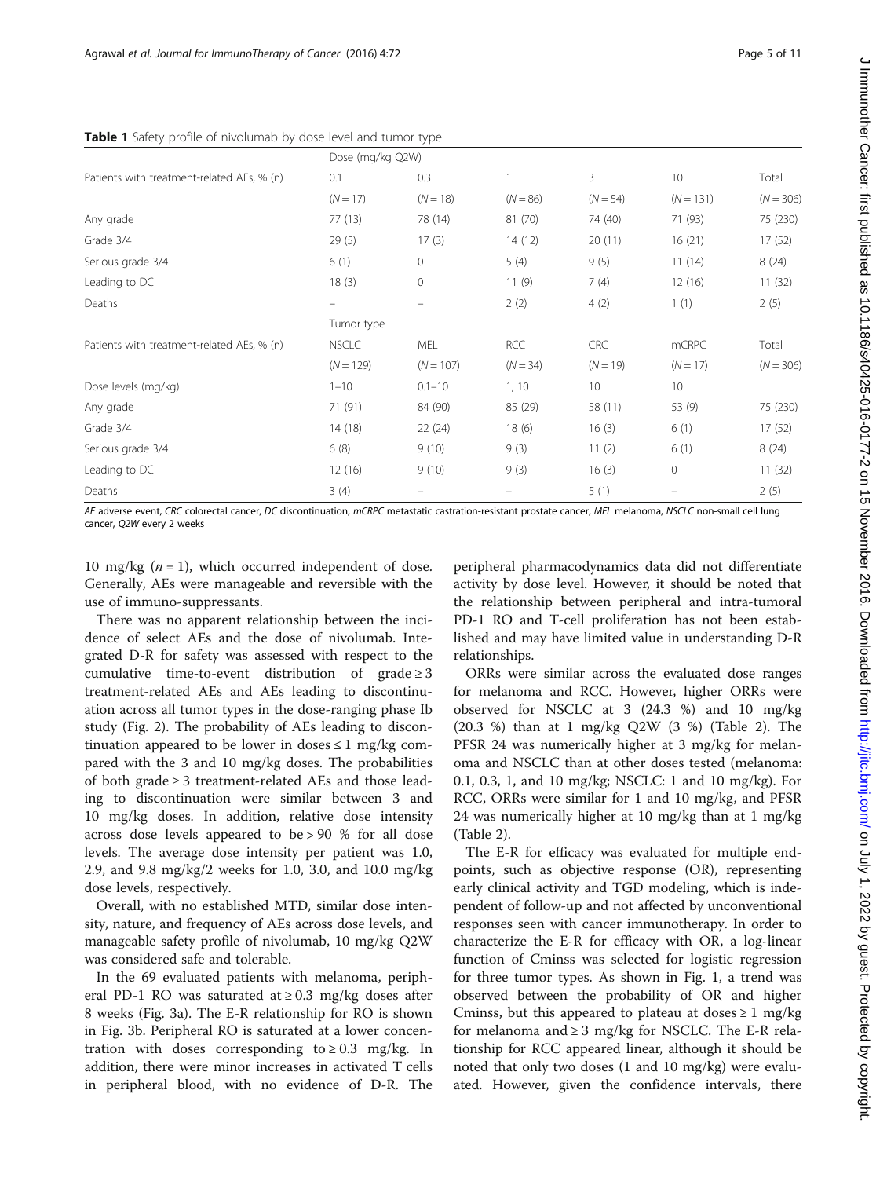**Table 1** Safety profile of nivolumab by dose level and tumor type

| | Dose (mg/kg Q2W) | | | | | |
|---|---|---|---|---|---|---|
| Patients with treatment-related AEs, % (n) | 0.1 | 0.3 | 1 | 3 | 10 | Total |
| | (N = 17) | (N = 18) | (N = 86) | (N = 54) | (N = 131) | (N = 306) |
| Any grade | 77 (13) | 78 (14) | 81 (70) | 74 (40) | 71 (93) | 75 (230) |
| Grade 3/4 | 29 (5) | 17 (3) | 14 (12) | 20 (11) | 16 (21) | 17 (52) |
| Serious grade 3/4 | 6 (1) | 0 | 5 (4) | 9 (5) | 11 (14) | 8 (24) |
| Leading to DC | 18 (3) | 0 | 11 (9) | 7 (4) | 12 (16) | 11 (32) |
| Deaths | – | – | 2 (2) | 4 (2) | 1 (1) | 2 (5) |
| | Tumor type | | | | | |
| Patients with treatment-related AEs, % (n) | NSCLC | MEL | RCC | CRC | mCRPC | Total |
| | (N = 129) | (N = 107) | (N = 34) | (N = 19) | (N = 17) | (N = 306) |
| Dose levels (mg/kg) | 1–10 | 0.1–10 | 1, 10 | 10 | 10 | |
| Any grade | 71 (91) | 84 (90) | 85 (29) | 58 (11) | 53 (9) | 75 (230) |
| Grade 3/4 | 14 (18) | 22 (24) | 18 (6) | 16 (3) | 6 (1) | 17 (52) |
| Serious grade 3/4 | 6 (8) | 9 (10) | 9 (3) | 11 (2) | 6 (1) | 8 (24) |
| Leading to DC | 12 (16) | 9 (10) | 9 (3) | 16 (3) | 0 | 11 (32) |
| Deaths | 3 (4) | – | – | 5 (1) | – | 2 (5) |

*AE* adverse event, *CRC* colorectal cancer, *DC* discontinuation, *mCRPC* metastatic castration-resistant prostate cancer, *MEL* melanoma, *NSCLC* non-small cell lung cancer, *Q2W* every 2 weeks

10 mg/kg ($n = 1$), which occurred independent of dose. Generally, AEs were manageable and reversible with the use of immuno-suppressants.

There was no apparent relationship between the incidence of select AEs and the dose of nivolumab. Integrated D-R for safety was assessed with respect to the cumulative time-to-event distribution of grade ≥ 3 treatment-related AEs and AEs leading to discontinuation across all tumor types in the dose-ranging phase Ib study (Fig. 2). The probability of AEs leading to discontinuation appeared to be lower in doses ≤ 1 mg/kg compared with the 3 and 10 mg/kg doses. The probabilities of both grade ≥ 3 treatment-related AEs and those leading to discontinuation were similar between 3 and 10 mg/kg doses. In addition, relative dose intensity across dose levels appeared to be > 90 % for all dose levels. The average dose intensity per patient was 1.0, 2.9, and 9.8 mg/kg/2 weeks for 1.0, 3.0, and 10.0 mg/kg dose levels, respectively.

Overall, with no established MTD, similar dose intensity, nature, and frequency of AEs across dose levels, and manageable safety profile of nivolumab, 10 mg/kg Q2W was considered safe and tolerable.

In the 69 evaluated patients with melanoma, peripheral PD-1 RO was saturated at ≥ 0.3 mg/kg doses after 8 weeks (Fig. 3a). The E-R relationship for RO is shown in Fig. 3b. Peripheral RO is saturated at a lower concentration with doses corresponding to ≥ 0.3 mg/kg. In addition, there were minor increases in activated T cells in peripheral blood, with no evidence of D-R. The peripheral pharmacodynamics data did not differentiate activity by dose level. However, it should be noted that the relationship between peripheral and intra-tumoral PD-1 RO and T-cell proliferation has not been established and may have limited value in understanding D-R relationships.

ORRs were similar across the evaluated dose ranges for melanoma and RCC. However, higher ORRs were observed for NSCLC at 3 (24.3 %) and 10 mg/kg (20.3 %) than at 1 mg/kg Q2W (3 %) (Table 2). The PFSR 24 was numerically higher at 3 mg/kg for melanoma and NSCLC than at other doses tested (melanoma: 0.1, 0.3, 1, and 10 mg/kg; NSCLC: 1 and 10 mg/kg). For RCC, ORRs were similar for 1 and 10 mg/kg, and PFSR 24 was numerically higher at 10 mg/kg than at 1 mg/kg (Table 2).

The E-R for efficacy was evaluated for multiple endpoints, such as objective response (OR), representing early clinical activity and TGD modeling, which is independent of follow-up and not affected by unconventional responses seen with cancer immunotherapy. In order to characterize the E-R for efficacy with OR, a log-linear function of Cminss was selected for logistic regression for three tumor types. As shown in Fig. 1, a trend was observed between the probability of OR and higher Cminss, but this appeared to plateau at doses ≥ 1 mg/kg for melanoma and ≥ 3 mg/kg for NSCLC. The E-R relationship for RCC appeared linear, although it should be noted that only two doses (1 and 10 mg/kg) were evaluated. However, given the confidence intervals, there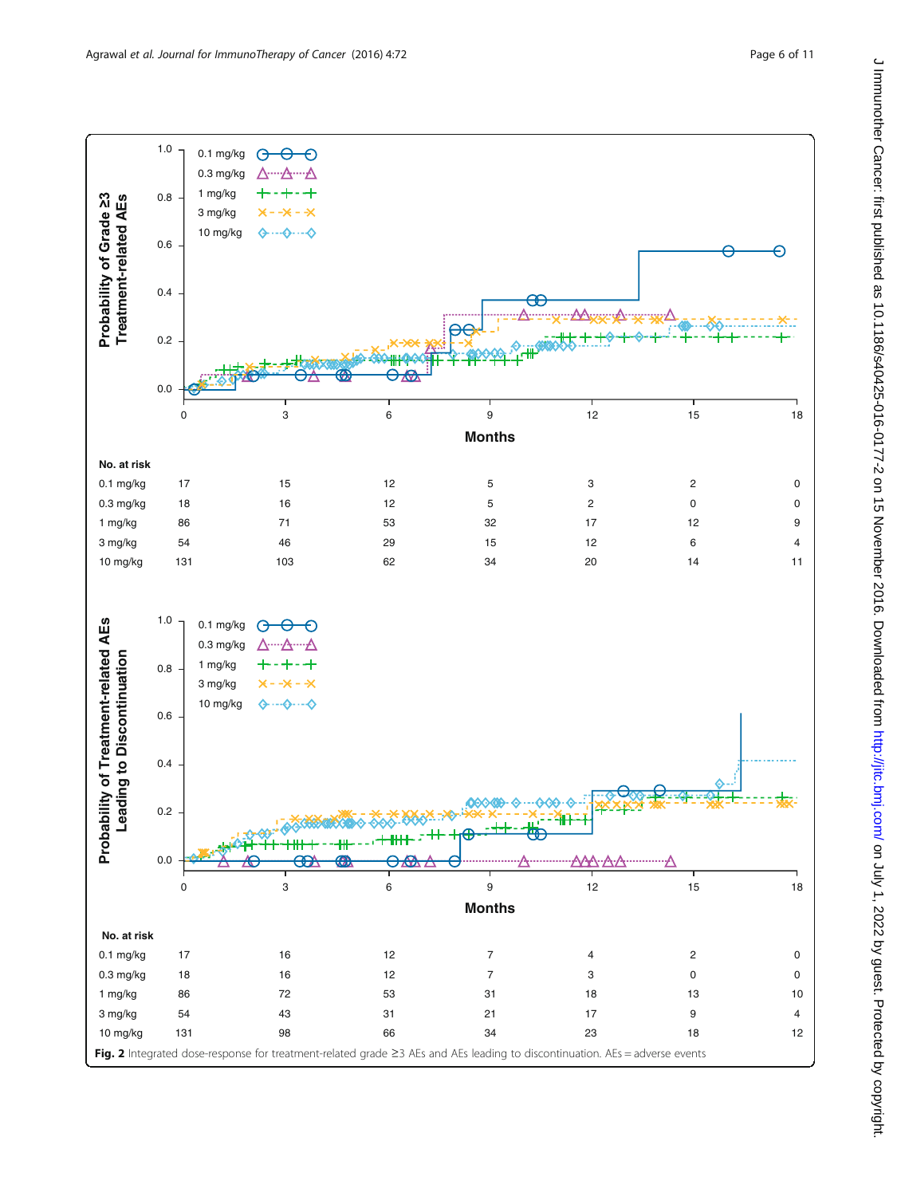| No. at risk | 0 | 3 | 6 | 9 | 12 | 15 | 18 |
|---|---|---|---|---|---|---|---|
| 0.1 mg/kg | 17 | 15 | 12 | 5 | 3 | 2 | 0 |
| 0.3 mg/kg | 18 | 16 | 12 | 5 | 2 | 0 | 0 |
| 1 mg/kg | 86 | 71 | 53 | 32 | 17 | 12 | 9 |
| 3 mg/kg | 54 | 46 | 29 | 15 | 12 | 6 | 4 |
| 10 mg/kg | 131 | 103 | 62 | 34 | 20 | 14 | 11 |

| No. at risk | 0 | 3 | 6 | 9 | 12 | 15 | 18 |
|---|---|---|---|---|---|---|---|
| 0.1 mg/kg | 17 | 16 | 12 | 7 | 4 | 2 | 0 |
| 0.3 mg/kg | 18 | 16 | 12 | 7 | 3 | 0 | 0 |
| 1 mg/kg | 86 | 72 | 53 | 31 | 18 | 13 | 10 |
| 3 mg/kg | 54 | 43 | 31 | 21 | 17 | 9 | 4 |
| 10 mg/kg | 131 | 98 | 66 | 34 | 23 | 18 | 12 |

**Fig. 2** Integrated dose-response for treatment-related grade ≥3 AEs and AEs leading to discontinuation. AEs = adverse events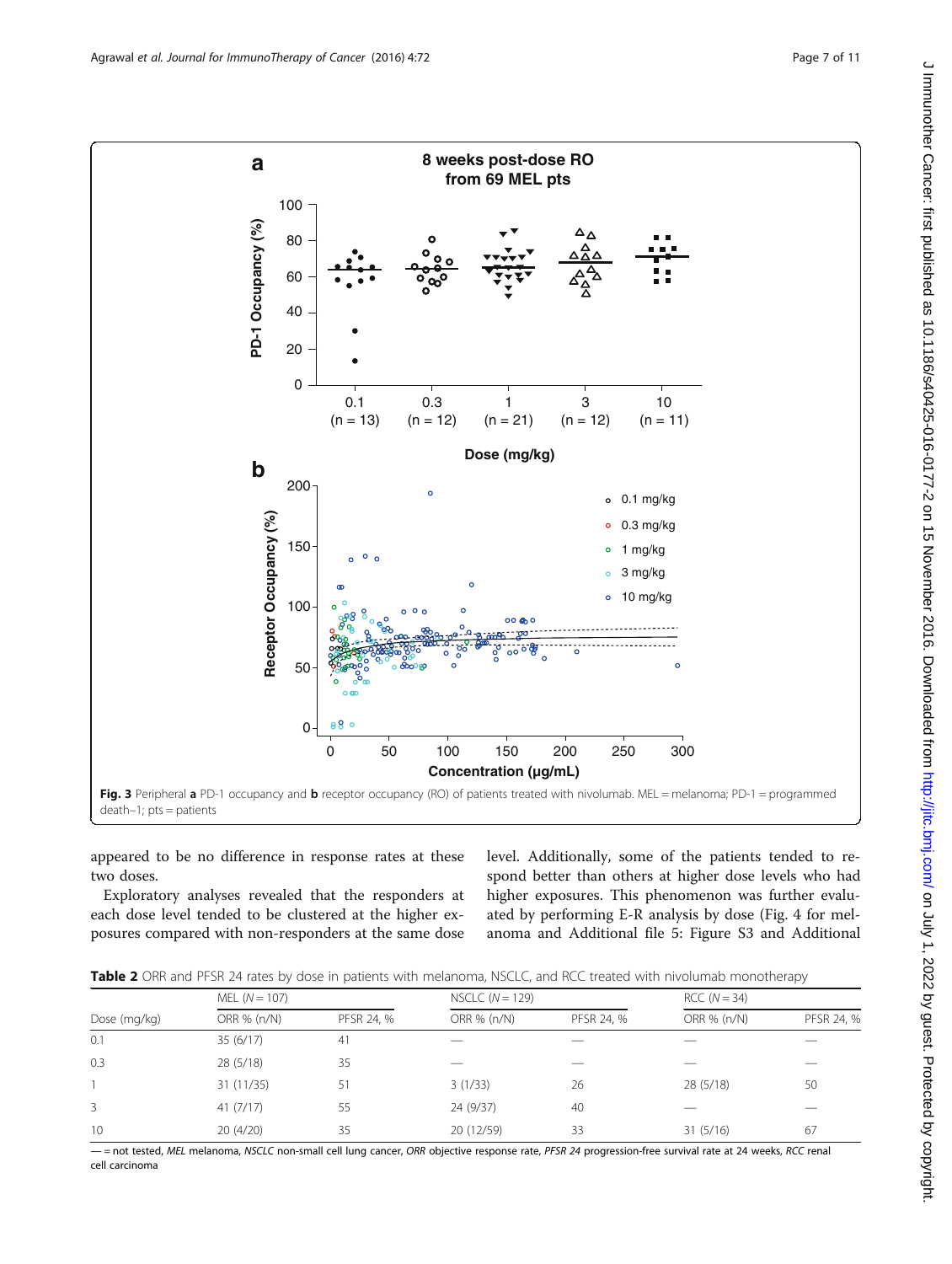Fig. 3 Peripheral **a** PD-1 occupancy and **b** receptor occupancy (RO) of patients treated with nivolumab. MEL = melanoma; PD-1 = programmed death–1; pts = patients

appeared to be no difference in response rates at these two doses.

Exploratory analyses revealed that the responders at each dose level tended to be clustered at the higher exposures compared with non-responders at the same dose level. Additionally, some of the patients tended to respond better than others at higher dose levels who had higher exposures. This phenomenon was further evaluated by performing E-R analysis by dose (Fig. 4 for melanoma and Additional file 5: Figure S3 and Additional

**Table 2** ORR and PFSR 24 rates by dose in patients with melanoma, NSCLC, and RCC treated with nivolumab monotherapy

| | MEL (*N* = 107) | | NSCLC (*N* = 129) | | RCC (*N* = 34) | |
|---|---|---|---|---|---|---|
| Dose (mg/kg) | ORR % (n/N) | PFSR 24, % | ORR % (n/N) | PFSR 24, % | ORR % (n/N) | PFSR 24, % |
| 0.1 | 35 (6/17) | 41 | — | — | — | — |
| 0.3 | 28 (5/18) | 35 | — | — | — | — |
| 1 | 31 (11/35) | 51 | 3 (1/33) | 26 | 28 (5/18) | 50 |
| 3 | 41 (7/17) | 55 | 24 (9/37) | 40 | — | — |
| 10 | 20 (4/20) | 35 | 20 (12/59) | 33 | 31 (5/16) | 67 |

— = not tested, *MEL* melanoma, *NSCLC* non-small cell lung cancer, *ORR* objective response rate, *PFSR 24* progression-free survival rate at 24 weeks, *RCC* renal cell carcinoma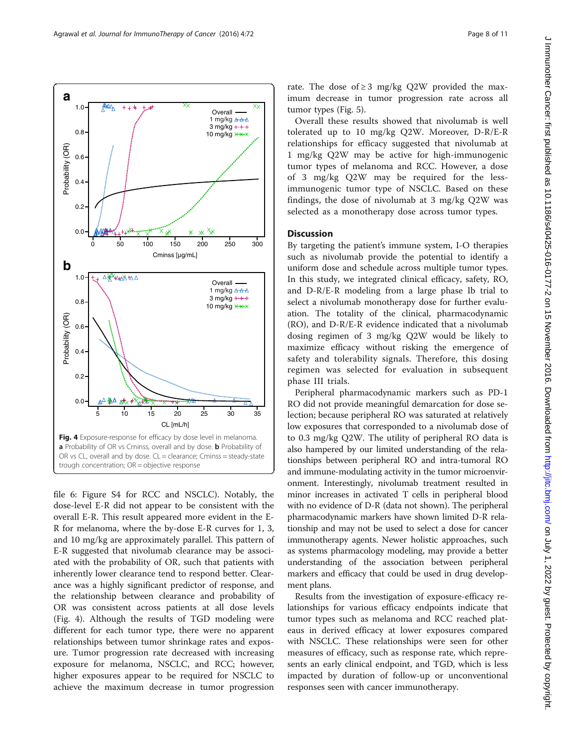Fig. 4 Exposure-response for efficacy by dose level in melanoma. **a** Probability of OR vs Cminss, overall and by dose. **b** Probability of OR vs CL, overall and by dose. CL = clearance; Cminss = steady-state trough concentration; OR = objective response

file 6: Figure S4 for RCC and NSCLC). Notably, the dose-level E-R did not appear to be consistent with the overall E-R. This result appeared more evident in the E-R for melanoma, where the by-dose E-R curves for 1, 3, and 10 mg/kg are approximately parallel. This pattern of E-R suggested that nivolumab clearance may be associated with the probability of OR, such that patients with inherently lower clearance tend to respond better. Clearance was a highly significant predictor of response, and the relationship between clearance and probability of OR was consistent across patients at all dose levels (Fig. 4). Although the results of TGD modeling were different for each tumor type, there were no apparent relationships between tumor shrinkage rates and exposure. Tumor progression rate decreased with increasing exposure for melanoma, NSCLC, and RCC; however, higher exposures appear to be required for NSCLC to achieve the maximum decrease in tumor progression rate. The dose of ≥ 3 mg/kg Q2W provided the maximum decrease in tumor progression rate across all tumor types (Fig. 5).

Overall these results showed that nivolumab is well tolerated up to 10 mg/kg Q2W. Moreover, D-R/E-R relationships for efficacy suggested that nivolumab at 1 mg/kg Q2W may be active for high-immunogenic tumor types of melanoma and RCC. However, a dose of 3 mg/kg Q2W may be required for the less-immunogenic tumor type of NSCLC. Based on these findings, the dose of nivolumab at 3 mg/kg Q2W was selected as a monotherapy dose across tumor types.

## Discussion

By targeting the patient's immune system, I-O therapies such as nivolumab provide the potential to identify a uniform dose and schedule across multiple tumor types. In this study, we integrated clinical efficacy, safety, RO, and D-R/E-R modeling from a large phase Ib trial to select a nivolumab monotherapy dose for further evaluation. The totality of the clinical, pharmacodynamic (RO), and D-R/E-R evidence indicated that a nivolumab dosing regimen of 3 mg/kg Q2W would be likely to maximize efficacy without risking the emergence of safety and tolerability signals. Therefore, this dosing regimen was selected for evaluation in subsequent phase III trials.

Peripheral pharmacodynamic markers such as PD-1 RO did not provide meaningful demarcation for dose selection; because peripheral RO was saturated at relatively low exposures that corresponded to a nivolumab dose of to 0.3 mg/kg Q2W. The utility of peripheral RO data is also hampered by our limited understanding of the relationships between peripheral RO and intra-tumoral RO and immune-modulating activity in the tumor microenvironment. Interestingly, nivolumab treatment resulted in minor increases in activated T cells in peripheral blood with no evidence of D-R (data not shown). The peripheral pharmacodynamic markers have shown limited D-R relationship and may not be used to select a dose for cancer immunotherapy agents. Newer holistic approaches, such as systems pharmacology modeling, may provide a better understanding of the association between peripheral markers and efficacy that could be used in drug development plans.

Results from the investigation of exposure-efficacy relationships for various efficacy endpoints indicate that tumor types such as melanoma and RCC reached plateaus in derived efficacy at lower exposures compared with NSCLC. These relationships were seen for other measures of efficacy, such as response rate, which represents an early clinical endpoint, and TGD, which is less impacted by duration of follow-up or unconventional responses seen with cancer immunotherapy.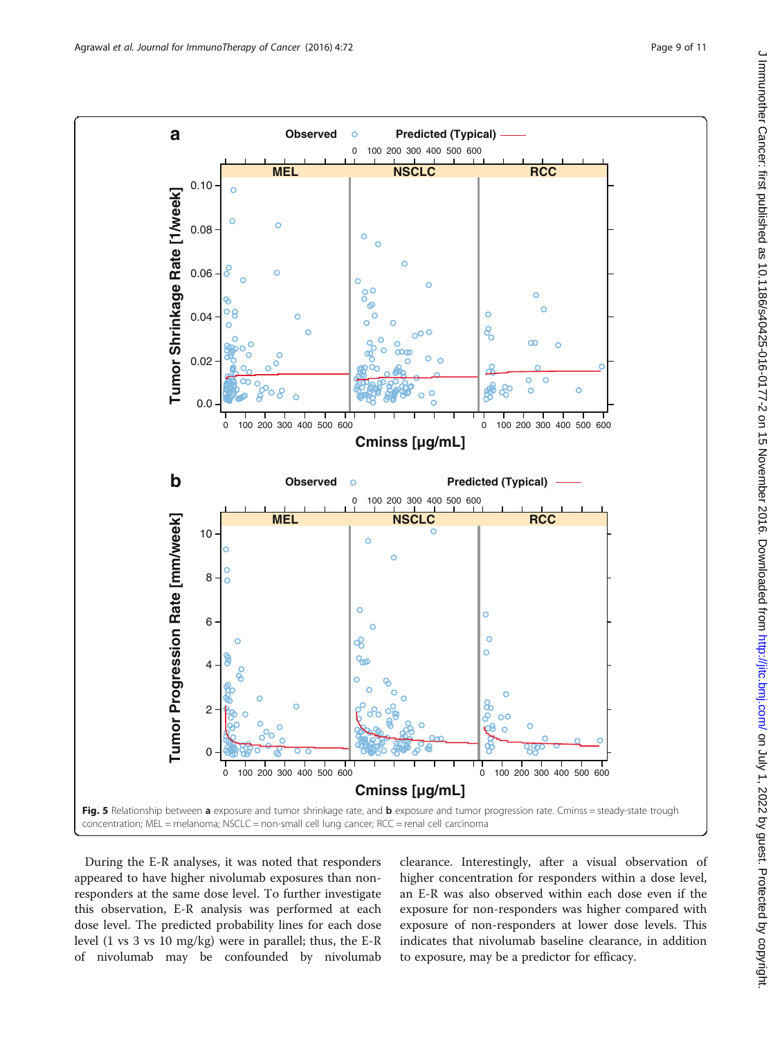Fig. 5 Relationship between **a** exposure and tumor shrinkage rate, and **b** exposure and tumor progression rate. Cminss = steady-state trough concentration; MEL = melanoma; NSCLC = non-small cell lung cancer; RCC = renal cell carcinoma

During the E-R analyses, it was noted that responders appeared to have higher nivolumab exposures than non-responders at the same dose level. To further investigate this observation, E-R analysis was performed at each dose level. The predicted probability lines for each dose level (1 vs 3 vs 10 mg/kg) were in parallel; thus, the E-R of nivolumab may be confounded by nivolumab clearance. Interestingly, after a visual observation of higher concentration for responders within a dose level, an E-R was also observed within each dose even if the exposure for non-responders was higher compared with exposure of non-responders at lower dose levels. This indicates that nivolumab baseline clearance, in addition to exposure, may be a predictor for efficacy.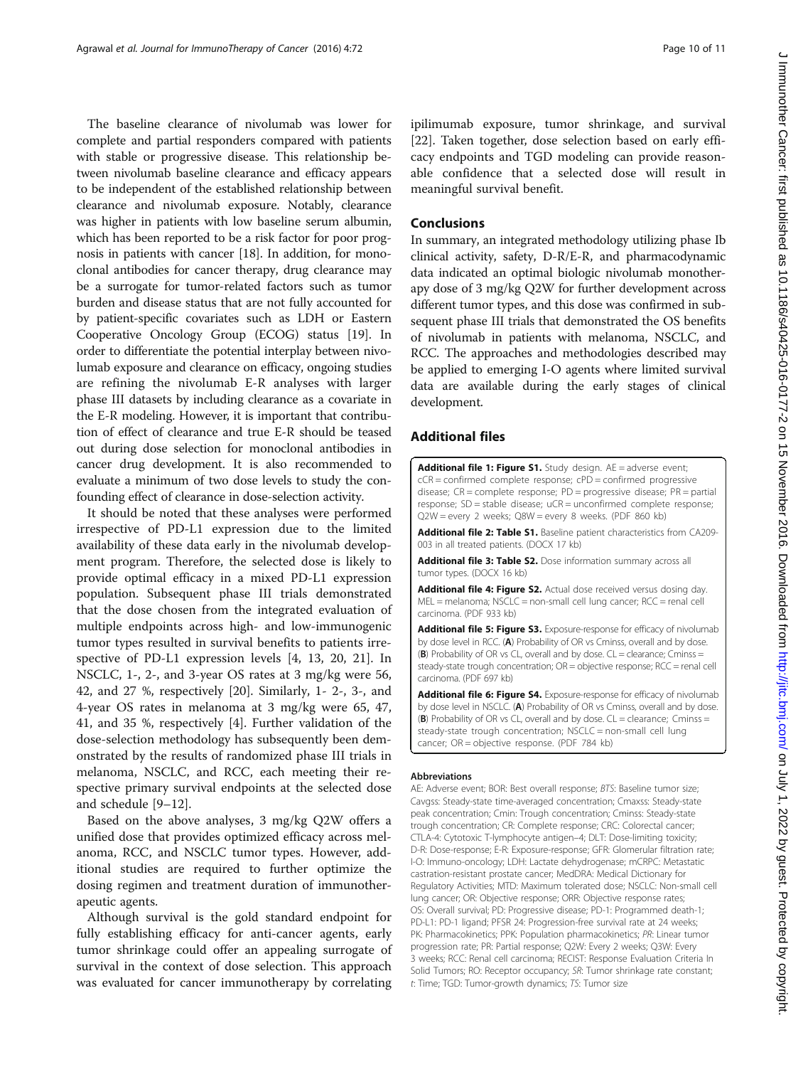The baseline clearance of nivolumab was lower for complete and partial responders compared with patients with stable or progressive disease. This relationship between nivolumab baseline clearance and efficacy appears to be independent of the established relationship between clearance and nivolumab exposure. Notably, clearance was higher in patients with low baseline serum albumin, which has been reported to be a risk factor for poor prognosis in patients with cancer [18]. In addition, for monoclonal antibodies for cancer therapy, drug clearance may be a surrogate for tumor-related factors such as tumor burden and disease status that are not fully accounted for by patient-specific covariates such as LDH or Eastern Cooperative Oncology Group (ECOG) status [19]. In order to differentiate the potential interplay between nivolumab exposure and clearance on efficacy, ongoing studies are refining the nivolumab E-R analyses with larger phase III datasets by including clearance as a covariate in the E-R modeling. However, it is important that contribution of effect of clearance and true E-R should be teased out during dose selection for monoclonal antibodies in cancer drug development. It is also recommended to evaluate a minimum of two dose levels to study the confounding effect of clearance in dose-selection activity.

It should be noted that these analyses were performed irrespective of PD-L1 expression due to the limited availability of these data early in the nivolumab development program. Therefore, the selected dose is likely to provide optimal efficacy in a mixed PD-L1 expression population. Subsequent phase III trials demonstrated that the dose chosen from the integrated evaluation of multiple endpoints across high- and low-immunogenic tumor types resulted in survival benefits to patients irrespective of PD-L1 expression levels [4, 13, 20, 21]. In NSCLC, 1-, 2-, and 3-year OS rates at 3 mg/kg were 56, 42, and 27 %, respectively [20]. Similarly, 1- 2-, 3-, and 4-year OS rates in melanoma at 3 mg/kg were 65, 47, 41, and 35 %, respectively [4]. Further validation of the dose-selection methodology has subsequently been demonstrated by the results of randomized phase III trials in melanoma, NSCLC, and RCC, each meeting their respective primary survival endpoints at the selected dose and schedule [9–12].

Based on the above analyses, 3 mg/kg Q2W offers a unified dose that provides optimized efficacy across melanoma, RCC, and NSCLC tumor types. However, additional studies are required to further optimize the dosing regimen and treatment duration of immunotherapeutic agents.

Although survival is the gold standard endpoint for fully establishing efficacy for anti-cancer agents, early tumor shrinkage could offer an appealing surrogate of survival in the context of dose selection. This approach was evaluated for cancer immunotherapy by correlating ipilimumab exposure, tumor shrinkage, and survival [22]. Taken together, dose selection based on early efficacy endpoints and TGD modeling can provide reasonable confidence that a selected dose will result in meaningful survival benefit.

## Conclusions

In summary, an integrated methodology utilizing phase Ib clinical activity, safety, D-R/E-R, and pharmacodynamic data indicated an optimal biologic nivolumab monotherapy dose of 3 mg/kg Q2W for further development across different tumor types, and this dose was confirmed in subsequent phase III trials that demonstrated the OS benefits of nivolumab in patients with melanoma, NSCLC, and RCC. The approaches and methodologies described may be applied to emerging I-O agents where limited survival data are available during the early stages of clinical development.

## Additional files

**Additional file 1: Figure S1.** Study design. AE = adverse event; cCR = confirmed complete response; cPD = confirmed progressive disease; CR = complete response; PD = progressive disease; PR = partial response; SD = stable disease; uCR = unconfirmed complete response; Q2W = every 2 weeks; Q8W = every 8 weeks. (PDF 860 kb)

**Additional file 2: Table S1.** Baseline patient characteristics from CA209-003 in all treated patients. (DOCX 17 kb)

**Additional file 3: Table S2.** Dose information summary across all tumor types. (DOCX 16 kb)

**Additional file 4: Figure S2.** Actual dose received versus dosing day. MEL = melanoma; NSCLC = non-small cell lung cancer; RCC = renal cell carcinoma. (PDF 933 kb)

**Additional file 5: Figure S3.** Exposure-response for efficacy of nivolumab by dose level in RCC. (**A**) Probability of OR vs Cminss, overall and by dose. (**B**) Probability of OR vs CL, overall and by dose. CL = clearance; Cminss = steady-state trough concentration; OR = objective response; RCC = renal cell carcinoma. (PDF 697 kb)

**Additional file 6: Figure S4.** Exposure-response for efficacy of nivolumab by dose level in NSCLC. (**A**) Probability of OR vs Cminss, overall and by dose. (**B**) Probability of OR vs CL, overall and by dose. CL = clearance; Cminss = steady-state trough concentration; NSCLC = non-small cell lung cancer; OR = objective response. (PDF 784 kb)

#### Abbreviations

AE: Adverse event; BOR: Best overall response; *BTS*: Baseline tumor size; Cavgss: Steady-state time-averaged concentration; Cmaxss: Steady-state peak concentration; Cmin: Trough concentration; Cminss: Steady-state trough concentration; CR: Complete response; CRC: Colorectal cancer; CTLA-4: Cytotoxic T-lymphocyte antigen–4; DLT: Dose-limiting toxicity; D-R: Dose-response; E-R: Exposure-response; GFR: Glomerular filtration rate; I-O: Immuno-oncology; LDH: Lactate dehydrogenase; mCRPC: Metastatic castration-resistant prostate cancer; MedDRA: Medical Dictionary for Regulatory Activities; MTD: Maximum tolerated dose; NSCLC: Non-small cell lung cancer; OR: Objective response; ORR: Objective response rates; OS: Overall survival; PD: Progressive disease; PD-1: Programmed death-1; PD-L1: PD-1 ligand; PFSR 24: Progression-free survival rate at 24 weeks; PK: Pharmacokinetics; PPK: Population pharmacokinetics; *PR*: Linear tumor progression rate; PR: Partial response; Q2W: Every 2 weeks; Q3W: Every 3 weeks; RCC: Renal cell carcinoma; RECIST: Response Evaluation Criteria In Solid Tumors; RO: Receptor occupancy; *SR*: Tumor shrinkage rate constant; SD: Stable disease; *t*: Time; TGD: Tumor-growth dynamics; *TS*: Tumor size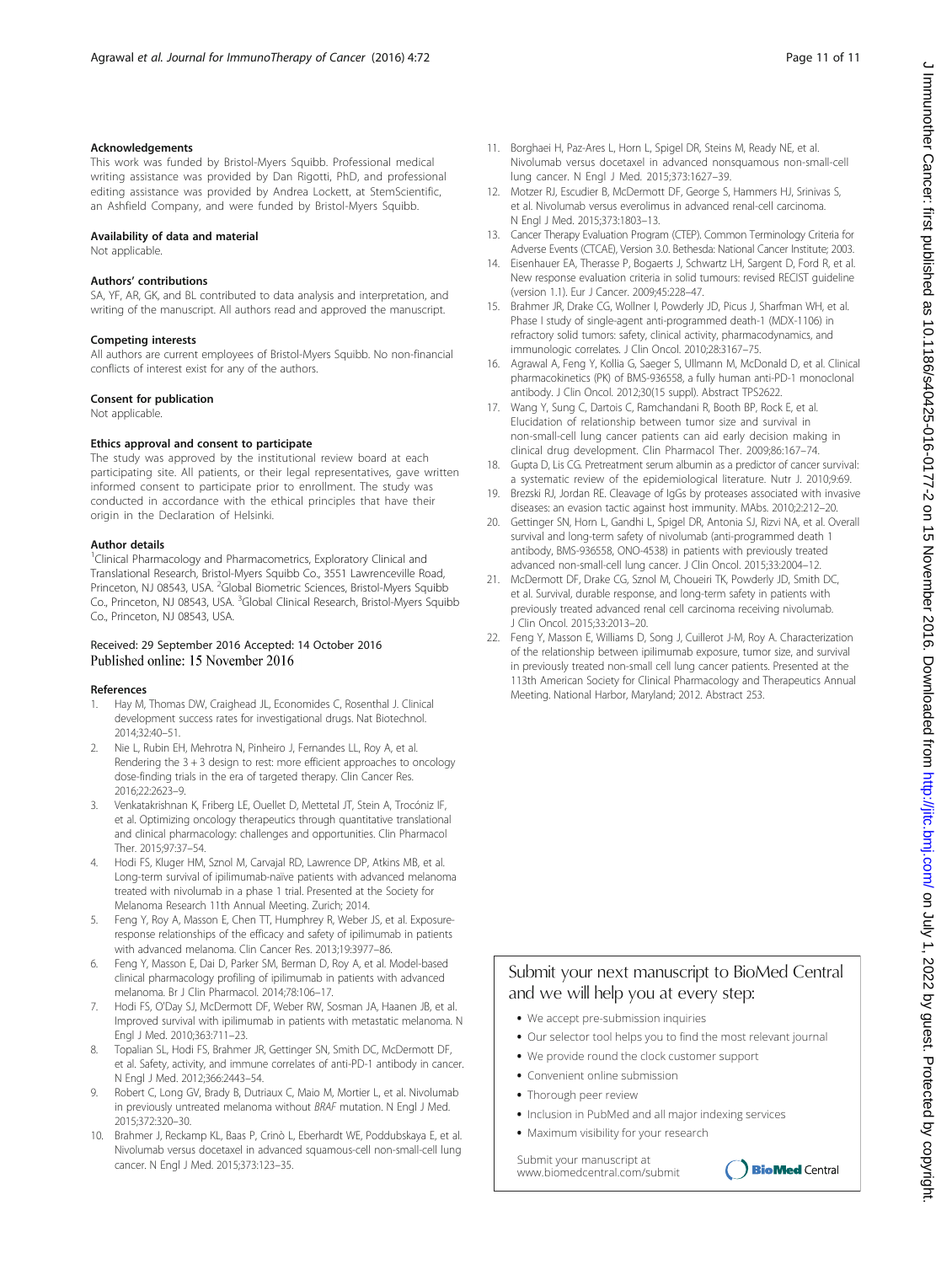#### Acknowledgements

This work was funded by Bristol-Myers Squibb. Professional medical writing assistance was provided by Dan Rigotti, PhD, and professional editing assistance was provided by Andrea Lockett, at StemScientific, an Ashfield Company, and were funded by Bristol-Myers Squibb.

#### Availability of data and material

Not applicable.

#### Authors' contributions

SA, YF, AR, GK, and BL contributed to data analysis and interpretation, and writing of the manuscript. All authors read and approved the manuscript.

#### Competing interests

All authors are current employees of Bristol-Myers Squibb. No non-financial conflicts of interest exist for any of the authors.

#### Consent for publication

Not applicable.

#### Ethics approval and consent to participate

The study was approved by the institutional review board at each participating site. All patients, or their legal representatives, gave written informed consent to participate prior to enrollment. The study was conducted in accordance with the ethical principles that have their origin in the Declaration of Helsinki.

#### Author details

[1]Clinical Pharmacology and Pharmacometrics, Exploratory Clinical and Translational Research, Bristol-Myers Squibb Co., 3551 Lawrenceville Road, Princeton, NJ 08543, USA. [2]Global Biometric Sciences, Bristol-Myers Squibb Co., Princeton, NJ 08543, USA. [3]Global Clinical Research, Bristol-Myers Squibb Co., Princeton, NJ 08543, USA.

Received: 29 September 2016 Accepted: 14 October 2016
Published online: 15 November 2016

#### References

1. Hay M, Thomas DW, Craighead JL, Economides C, Rosenthal J. Clinical development success rates for investigational drugs. Nat Biotechnol. 2014;32:40–51.
2. Nie L, Rubin EH, Mehrotra N, Pinheiro J, Fernandes LL, Roy A, et al. Rendering the 3 + 3 design to rest: more efficient approaches to oncology dose-finding trials in the era of targeted therapy. Clin Cancer Res. 2016;22:2623–9.
3. Venkatakrishnan K, Friberg LE, Ouellet D, Mettetal JT, Stein A, Trocóniz IF, et al. Optimizing oncology therapeutics through quantitative translational and clinical pharmacology: challenges and opportunities. Clin Pharmacol Ther. 2015;97:37–54.
4. Hodi FS, Kluger HM, Sznol M, Carvajal RD, Lawrence DP, Atkins MB, et al. Long-term survival of ipilimumab-naïve patients with advanced melanoma treated with nivolumab in a phase 1 trial. Presented at the Society for Melanoma Research 11th Annual Meeting. Zurich; 2014.
5. Feng Y, Roy A, Masson E, Chen TT, Humphrey R, Weber JS, et al. Exposure-response relationships of the efficacy and safety of ipilimumab in patients with advanced melanoma. Clin Cancer Res. 2013;19:3977–86.
6. Feng Y, Masson E, Dai D, Parker SM, Berman D, Roy A, et al. Model-based clinical pharmacology profiling of ipilimumab in patients with advanced melanoma. Br J Clin Pharmacol. 2014;78:106–17.
7. Hodi FS, O'Day SJ, McDermott DF, Weber RW, Sosman JA, Haanen JB, et al. Improved survival with ipilimumab in patients with metastatic melanoma. N Engl J Med. 2010;363:711–23.
8. Topalian SL, Hodi FS, Brahmer JR, Gettinger SN, Smith DC, McDermott DF, et al. Safety, activity, and immune correlates of anti-PD-1 antibody in cancer. N Engl J Med. 2012;366:2443–54.
9. Robert C, Long GV, Brady B, Dutriaux C, Maio M, Mortier L, et al. Nivolumab in previously untreated melanoma without *BRAF* mutation. N Engl J Med. 2015;372:320–30.
10. Brahmer J, Reckamp KL, Baas P, Crinò L, Eberhardt WE, Poddubskaya E, et al. Nivolumab versus docetaxel in advanced squamous-cell non-small-cell lung cancer. N Engl J Med. 2015;373:123–35.
11. Borghaei H, Paz-Ares L, Horn L, Spigel DR, Steins M, Ready NE, et al. Nivolumab versus docetaxel in advanced nonsquamous non-small-cell lung cancer. N Engl J Med. 2015;373:1627–39.
12. Motzer RJ, Escudier B, McDermott DF, George S, Hammers HJ, Srinivas S, et al. Nivolumab versus everolimus in advanced renal-cell carcinoma. N Engl J Med. 2015;373:1803–13.
13. Cancer Therapy Evaluation Program (CTEP). Common Terminology Criteria for Adverse Events (CTCAE), Version 3.0. Bethesda: National Cancer Institute; 2003.
14. Eisenhauer EA, Therasse P, Bogaerts J, Schwartz LH, Sargent D, Ford R, et al. New response evaluation criteria in solid tumours: revised RECIST guideline (version 1.1). Eur J Cancer. 2009;45:228–47.
15. Brahmer JR, Drake CG, Wollner I, Powderly JD, Picus J, Sharfman WH, et al. Phase I study of single-agent anti-programmed death-1 (MDX-1106) in refractory solid tumors: safety, clinical activity, pharmacodynamics, and immunologic correlates. J Clin Oncol. 2010;28:3167–75.
16. Agrawal A, Feng Y, Kollia G, Saeger S, Ullmann M, McDonald D, et al. Clinical pharmacokinetics (PK) of BMS-936558, a fully human anti-PD-1 monoclonal antibody. J Clin Oncol. 2012;30(15 suppl). Abstract TPS2622.
17. Wang Y, Sung C, Dartois C, Ramchandani R, Booth BP, Rock E, et al. Elucidation of relationship between tumor size and survival in non-small-cell lung cancer patients can aid early decision making in clinical drug development. Clin Pharmacol Ther. 2009;86:167–74.
18. Gupta D, Lis CG. Pretreatment serum albumin as a predictor of cancer survival: a systematic review of the epidemiological literature. Nutr J. 2010;9:69.
19. Brezski RJ, Jordan RE. Cleavage of IgGs by proteases associated with invasive diseases: an evasion tactic against host immunity. MAbs. 2010;2:212–20.
20. Gettinger SN, Horn L, Gandhi L, Spigel DR, Antonia SJ, Rizvi NA, et al. Overall survival and long-term safety of nivolumab (anti-programmed death 1 antibody, BMS-936558, ONO-4538) in patients with previously treated advanced non-small-cell lung cancer. J Clin Oncol. 2015;33:2004–12.
21. McDermott DF, Drake CG, Sznol M, Choueiri TK, Powderly JD, Smith DC, et al. Survival, durable response, and long-term safety in patients with previously treated advanced renal cell carcinoma receiving nivolumab. J Clin Oncol. 2015;33:2013–20.
22. Feng Y, Masson E, Williams D, Song J, Cuillerot J-M, Roy A. Characterization of the relationship between ipilimumab exposure, tumor size, and survival in previously treated non-small cell lung cancer patients. Presented at the 113th American Society for Clinical Pharmacology and Therapeutics Annual Meeting. National Harbor, Maryland; 2012. Abstract 253.